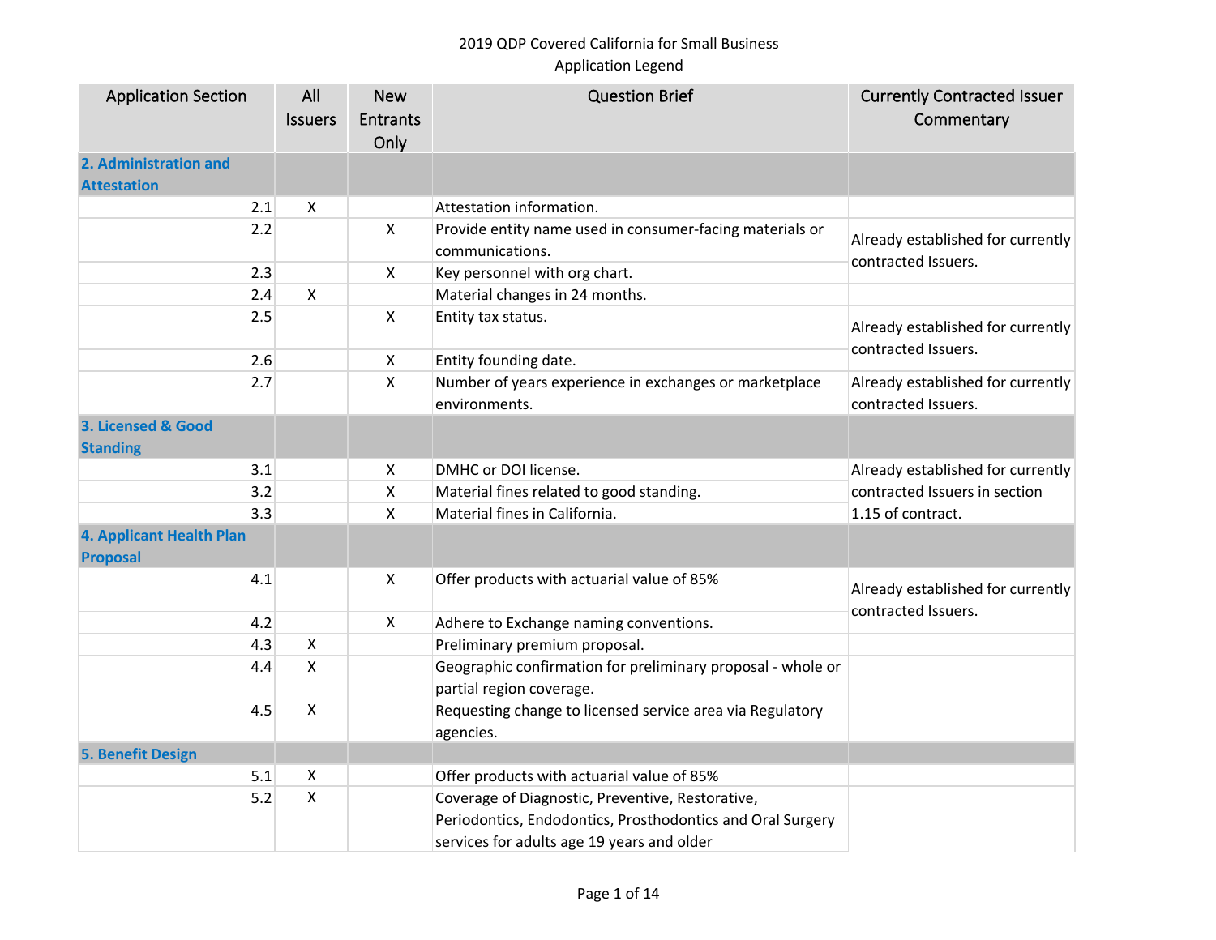2019 QDP Covered California for Small Business
Application Legend

| Application Section | All Issuers | New Entrants Only | Question Brief | Currently Contracted Issuer Commentary |
|---|---|---|---|---|
| **2. Administration and Attestation** | | | | |
| 2.1 | X | | Attestation information. | |
| 2.2 | | X | Provide entity name used in consumer-facing materials or communications. | Already established for currently contracted Issuers. |
| 2.3 | | X | Key personnel with org chart. | |
| 2.4 | X | | Material changes in 24 months. | |
| 2.5 | | X | Entity tax status. | Already established for currently contracted Issuers. |
| 2.6 | | X | Entity founding date. | |
| 2.7 | | X | Number of years experience in exchanges or marketplace environments. | Already established for currently contracted Issuers. |
| **3. Licensed & Good Standing** | | | | |
| 3.1 | | X | DMHC or DOI license. | Already established for currently contracted Issuers in section 1.15 of contract. |
| 3.2 | | X | Material fines related to good standing. | |
| 3.3 | | X | Material fines in California. | |
| **4. Applicant Health Plan Proposal** | | | | |
| 4.1 | | X | Offer products with actuarial value of 85% | Already established for currently contracted Issuers. |
| 4.2 | | X | Adhere to Exchange naming conventions. | |
| 4.3 | X | | Preliminary premium proposal. | |
| 4.4 | X | | Geographic confirmation for preliminary proposal - whole or partial region coverage. | |
| 4.5 | X | | Requesting change to licensed service area via Regulatory agencies. | |
| **5. Benefit Design** | | | | |
| 5.1 | X | | Offer products with actuarial value of 85% | |
| 5.2 | X | | Coverage of Diagnostic, Preventive, Restorative, Periodontics, Endodontics, Prosthodontics and Oral Surgery services for adults age 19 years and older | |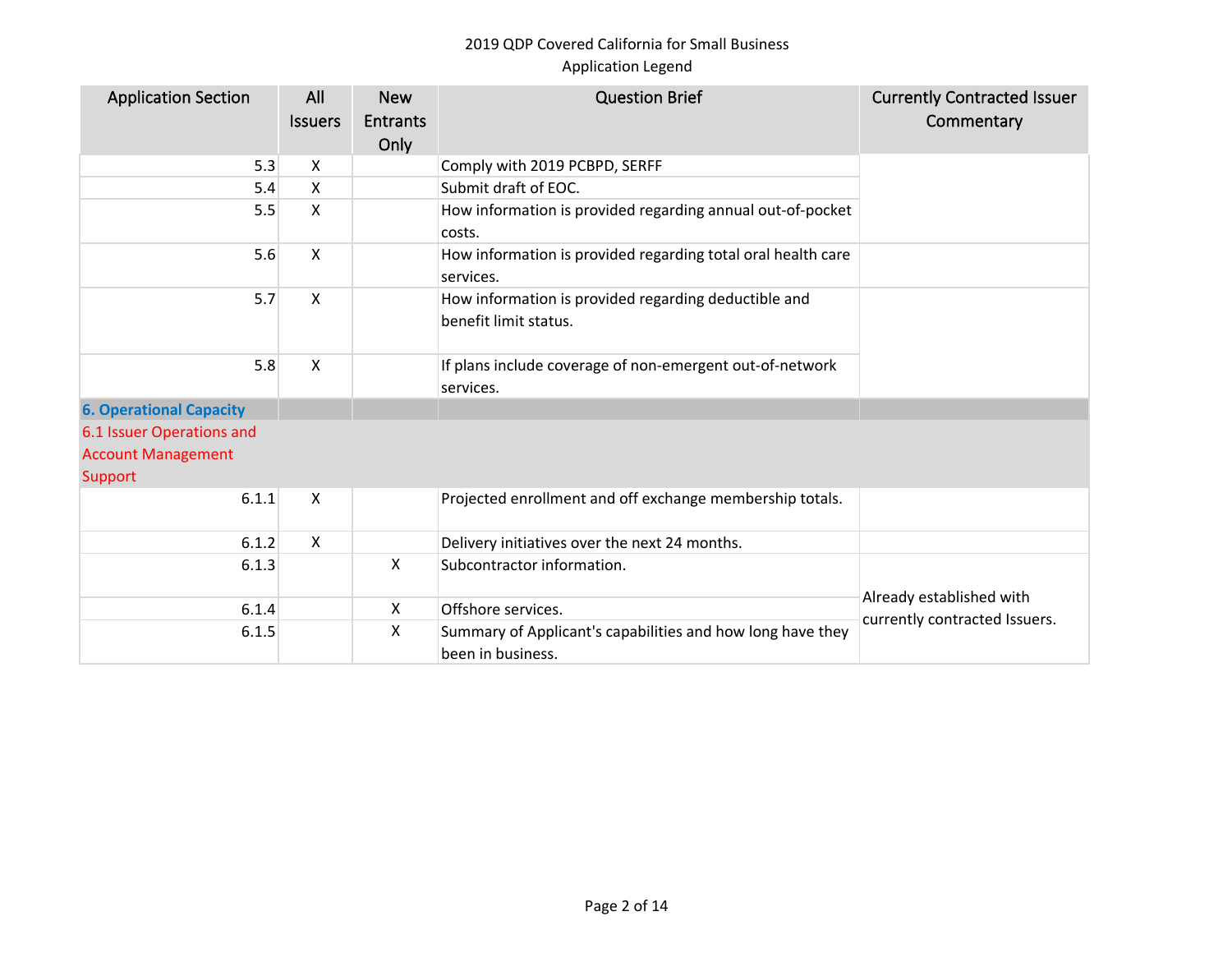2019 QDP Covered California for Small Business
Application Legend

| Application Section | All Issuers | New Entrants Only | Question Brief | Currently Contracted Issuer Commentary |
|---|---|---|---|---|
| 5.3 | X | | Comply with 2019 PCBPD, SERFF | |
| 5.4 | X | | Submit draft of EOC. | |
| 5.5 | X | | How information is provided regarding annual out-of-pocket costs. | |
| 5.6 | X | | How information is provided regarding total oral health care services. | |
| 5.7 | X | | How information is provided regarding deductible and benefit limit status. | |
| 5.8 | X | | If plans include coverage of non-emergent out-of-network services. | |
| **6. Operational Capacity** | | | | |
| 6.1 Issuer Operations and Account Management Support | | | | |
| 6.1.1 | X | | Projected enrollment and off exchange membership totals. | |
| 6.1.2 | X | | Delivery initiatives over the next 24 months. | |
| 6.1.3 | | X | Subcontractor information. | Already established with currently contracted Issuers. |
| 6.1.4 | | X | Offshore services. | |
| 6.1.5 | | X | Summary of Applicant's capabilities and how long have they been in business. | |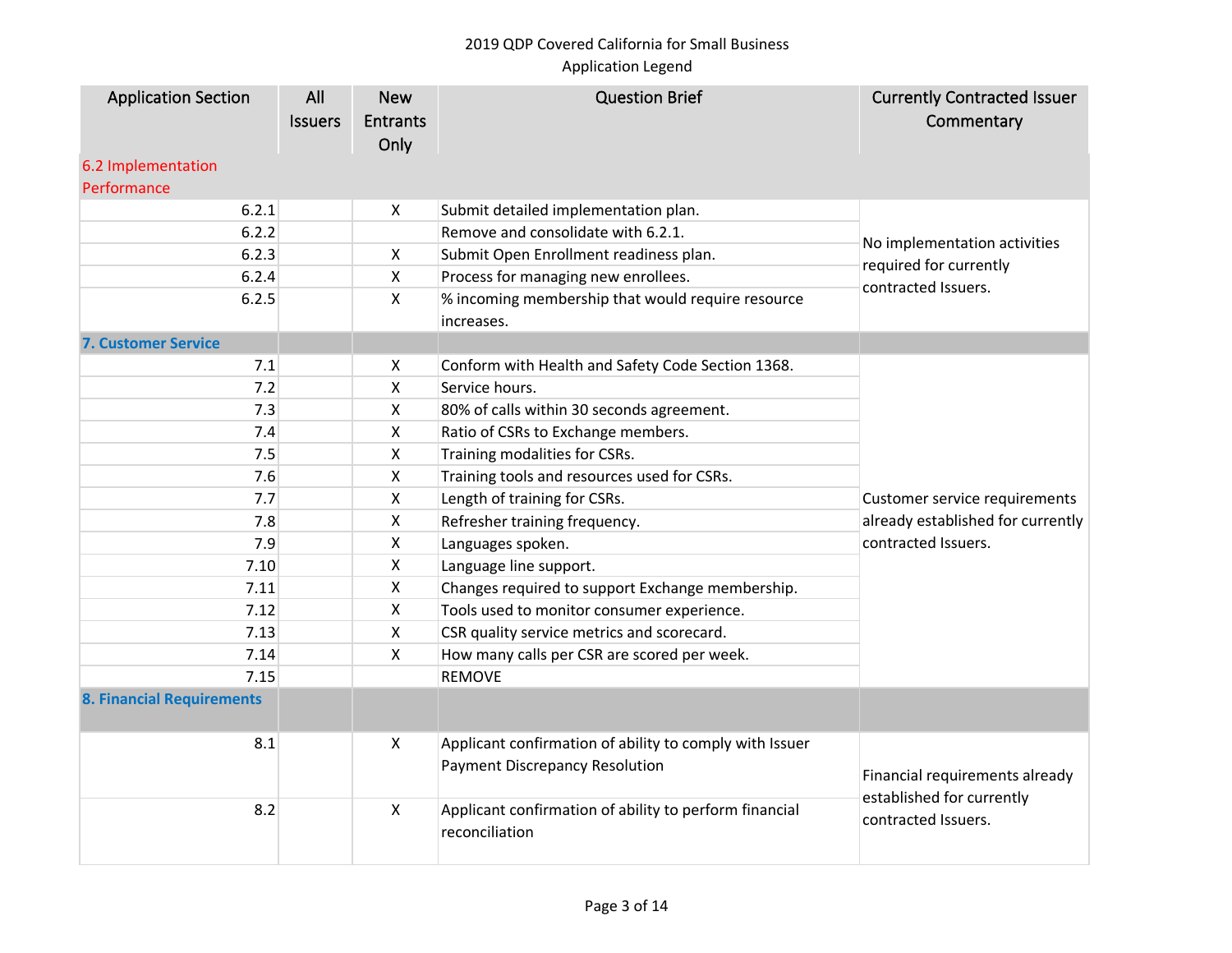2019 QDP Covered California for Small Business
Application Legend

| Application Section | All Issuers | New Entrants Only | Question Brief | Currently Contracted Issuer Commentary |
|---|---|---|---|---|
| 6.2 Implementation Performance | | | | |
| 6.2.1 | | X | Submit detailed implementation plan. | No implementation activities required for currently contracted Issuers. |
| 6.2.2 | | | Remove and consolidate with 6.2.1. | |
| 6.2.3 | | X | Submit Open Enrollment readiness plan. | |
| 6.2.4 | | X | Process for managing new enrollees. | |
| 6.2.5 | | X | % incoming membership that would require resource increases. | |
| **7. Customer Service** | | | | |
| 7.1 | | X | Conform with Health and Safety Code Section 1368. | Customer service requirements already established for currently contracted Issuers. |
| 7.2 | | X | Service hours. | |
| 7.3 | | X | 80% of calls within 30 seconds agreement. | |
| 7.4 | | X | Ratio of CSRs to Exchange members. | |
| 7.5 | | X | Training modalities for CSRs. | |
| 7.6 | | X | Training tools and resources used for CSRs. | |
| 7.7 | | X | Length of training for CSRs. | |
| 7.8 | | X | Refresher training frequency. | |
| 7.9 | | X | Languages spoken. | |
| 7.10 | | X | Language line support. | |
| 7.11 | | X | Changes required to support Exchange membership. | |
| 7.12 | | X | Tools used to monitor consumer experience. | |
| 7.13 | | X | CSR quality service metrics and scorecard. | |
| 7.14 | | X | How many calls per CSR are scored per week. | |
| 7.15 | | | REMOVE | |
| **8. Financial Requirements** | | | | |
| 8.1 | | X | Applicant confirmation of ability to comply with Issuer Payment Discrepancy Resolution | Financial requirements already established for currently contracted Issuers. |
| 8.2 | | X | Applicant confirmation of ability to perform financial reconciliation | |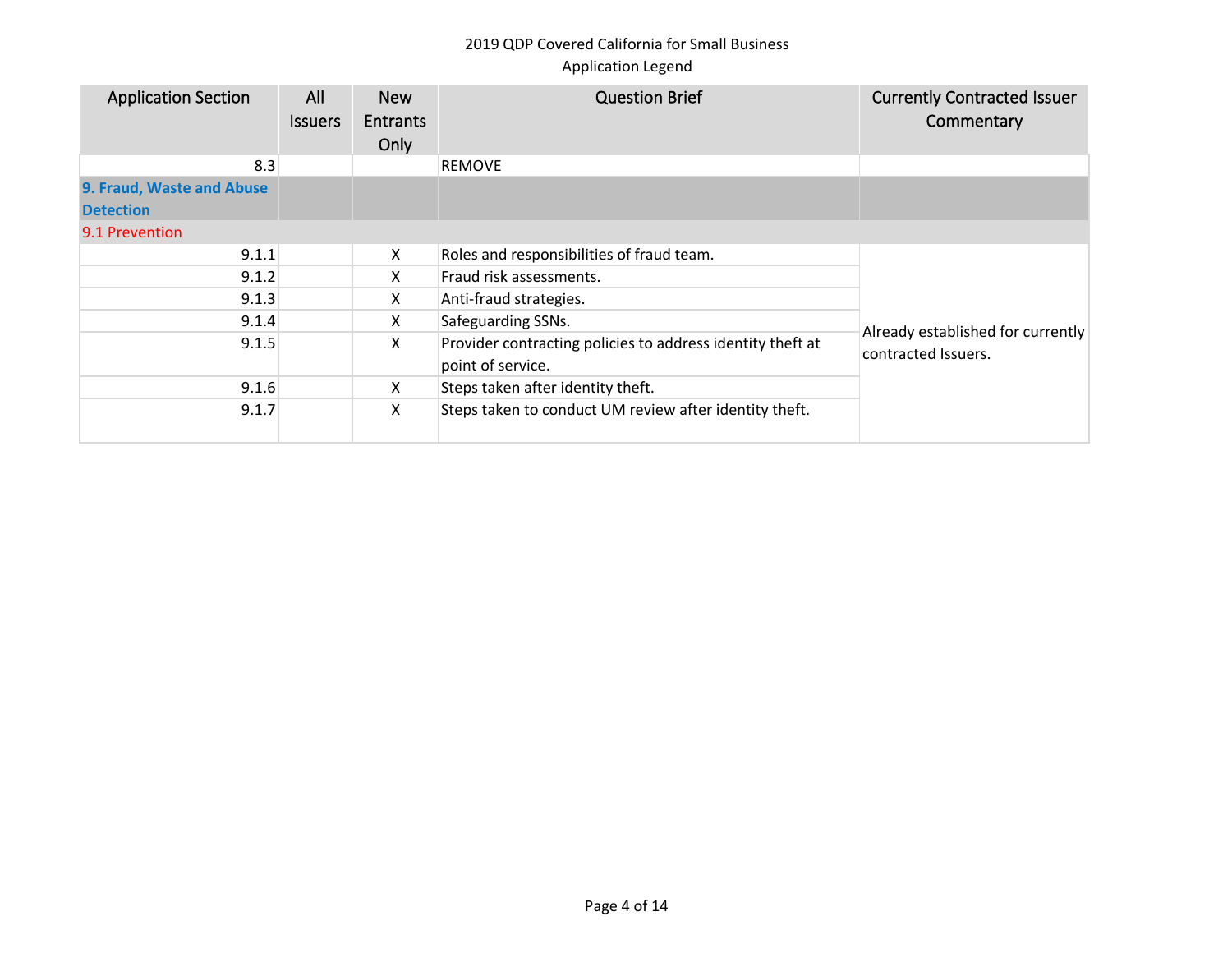2019 QDP Covered California for Small Business
Application Legend

| Application Section | All Issuers | New Entrants Only | Question Brief | Currently Contracted Issuer Commentary |
|---|---|---|---|---|
| 8.3 | | | REMOVE | |
| **9. Fraud, Waste and Abuse Detection** | | | | |
| 9.1 Prevention | | | | |
| 9.1.1 | | X | Roles and responsibilities of fraud team. | Already established for currently contracted Issuers. |
| 9.1.2 | | X | Fraud risk assessments. | |
| 9.1.3 | | X | Anti-fraud strategies. | |
| 9.1.4 | | X | Safeguarding SSNs. | |
| 9.1.5 | | X | Provider contracting policies to address identity theft at point of service. | |
| 9.1.6 | | X | Steps taken after identity theft. | |
| 9.1.7 | | X | Steps taken to conduct UM review after identity theft. | |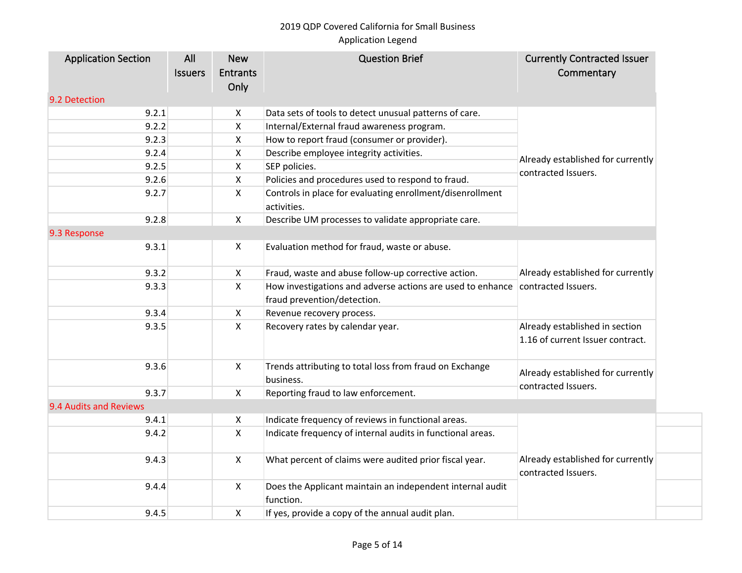2019 QDP Covered California for Small Business
Application Legend

| Application Section | All Issuers | New Entrants Only | Question Brief | Currently Contracted Issuer Commentary |
|---|---|---|---|---|
| 9.2 Detection | | | | |
| 9.2.1 | | X | Data sets of tools to detect unusual patterns of care. | Already established for currently contracted Issuers. |
| 9.2.2 | | X | Internal/External fraud awareness program. | |
| 9.2.3 | | X | How to report fraud (consumer or provider). | |
| 9.2.4 | | X | Describe employee integrity activities. | |
| 9.2.5 | | X | SEP policies. | |
| 9.2.6 | | X | Policies and procedures used to respond to fraud. | |
| 9.2.7 | | X | Controls in place for evaluating enrollment/disenrollment activities. | |
| 9.2.8 | | X | Describe UM processes to validate appropriate care. | |
| 9.3 Response | | | | |
| 9.3.1 | | X | Evaluation method for fraud, waste or abuse. | Already established for currently contracted Issuers. |
| 9.3.2 | | X | Fraud, waste and abuse follow-up corrective action. | |
| 9.3.3 | | X | How investigations and adverse actions are used to enhance fraud prevention/detection. | |
| 9.3.4 | | X | Revenue recovery process. | |
| 9.3.5 | | X | Recovery rates by calendar year. | Already established in section 1.16 of current Issuer contract. |
| 9.3.6 | | X | Trends attributing to total loss from fraud on Exchange business. | Already established for currently contracted Issuers. |
| 9.3.7 | | X | Reporting fraud to law enforcement. | |
| 9.4 Audits and Reviews | | | | |
| 9.4.1 | | X | Indicate frequency of reviews in functional areas. | Already established for currently contracted Issuers. |
| 9.4.2 | | X | Indicate frequency of internal audits in functional areas. | |
| 9.4.3 | | X | What percent of claims were audited prior fiscal year. | |
| 9.4.4 | | X | Does the Applicant maintain an independent internal audit function. | |
| 9.4.5 | | X | If yes, provide a copy of the annual audit plan. | |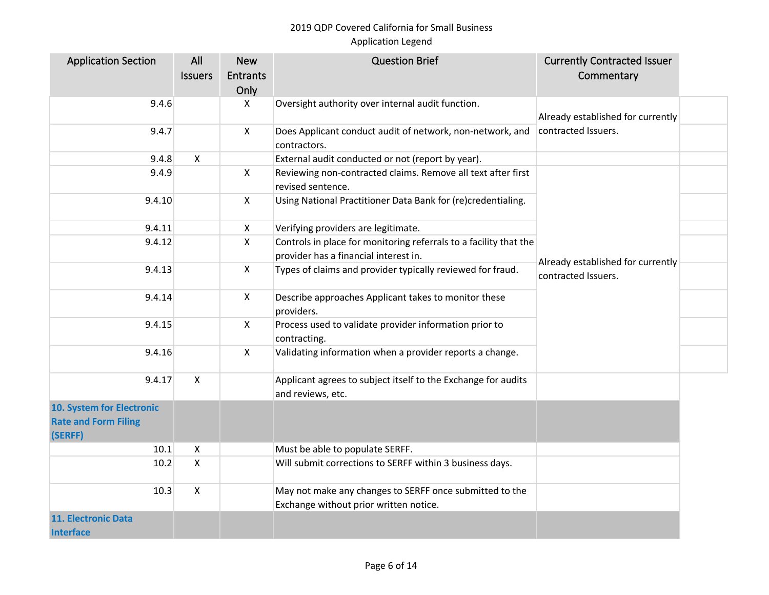2019 QDP Covered California for Small Business
Application Legend

| Application Section | All Issuers | New Entrants Only | Question Brief | Currently Contracted Issuer Commentary |
|---|---|---|---|---|
| 9.4.6 | | X | Oversight authority over internal audit function. | Already established for currently contracted Issuers. |
| 9.4.7 | | X | Does Applicant conduct audit of network, non-network, and contractors. | |
| 9.4.8 | X | | External audit conducted or not (report by year). | |
| 9.4.9 | | X | Reviewing non-contracted claims. Remove all text after first revised sentence. | Already established for currently contracted Issuers. |
| 9.4.10 | | X | Using National Practitioner Data Bank for (re)credentialing. | |
| 9.4.11 | | X | Verifying providers are legitimate. | |
| 9.4.12 | | X | Controls in place for monitoring referrals to a facility that the provider has a financial interest in. | |
| 9.4.13 | | X | Types of claims and provider typically reviewed for fraud. | |
| 9.4.14 | | X | Describe approaches Applicant takes to monitor these providers. | |
| 9.4.15 | | X | Process used to validate provider information prior to contracting. | |
| 9.4.16 | | X | Validating information when a provider reports a change. | |
| 9.4.17 | X | | Applicant agrees to subject itself to the Exchange for audits and reviews, etc. | |
| **10. System for Electronic Rate and Form Filing (SERFF)** | | | | |
| 10.1 | X | | Must be able to populate SERFF. | |
| 10.2 | X | | Will submit corrections to SERFF within 3 business days. | |
| 10.3 | X | | May not make any changes to SERFF once submitted to the Exchange without prior written notice. | |
| **11. Electronic Data Interface** | | | | |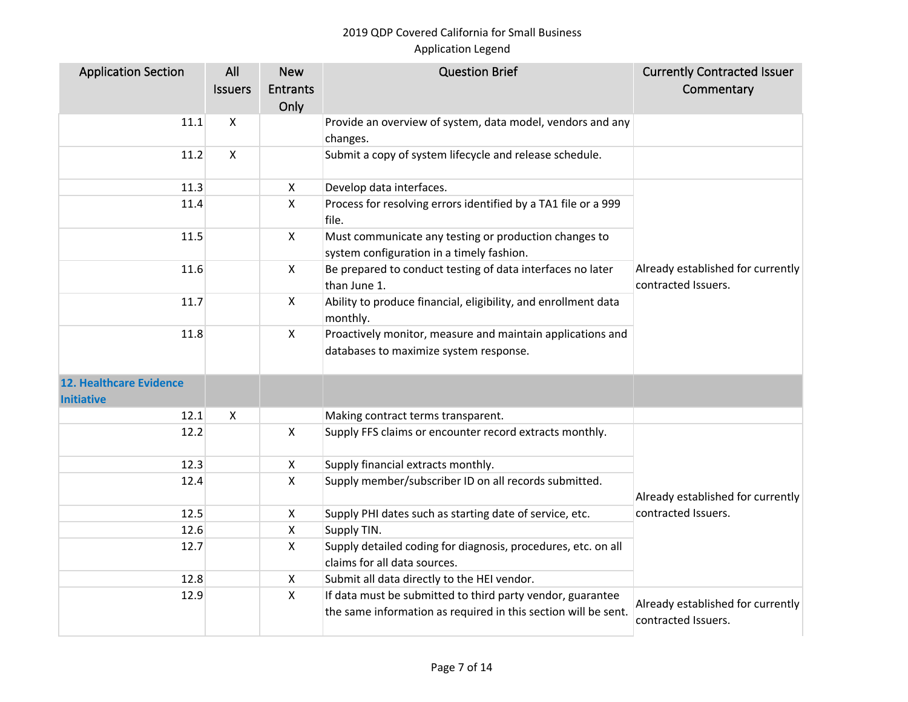2019 QDP Covered California for Small Business
Application Legend

| Application Section | All Issuers | New Entrants Only | Question Brief | Currently Contracted Issuer Commentary |
|---|---|---|---|---|
| 11.1 | X | | Provide an overview of system, data model, vendors and any changes. | |
| 11.2 | X | | Submit a copy of system lifecycle and release schedule. | |
| 11.3 | | X | Develop data interfaces. | Already established for currently contracted Issuers. |
| 11.4 | | X | Process for resolving errors identified by a TA1 file or a 999 file. | |
| 11.5 | | X | Must communicate any testing or production changes to system configuration in a timely fashion. | |
| 11.6 | | X | Be prepared to conduct testing of data interfaces no later than June 1. | |
| 11.7 | | X | Ability to produce financial, eligibility, and enrollment data monthly. | |
| 11.8 | | X | Proactively monitor, measure and maintain applications and databases to maximize system response. | |
| **12. Healthcare Evidence Initiative** | | | | |
| 12.1 | X | | Making contract terms transparent. | |
| 12.2 | | X | Supply FFS claims or encounter record extracts monthly. | Already established for currently contracted Issuers. |
| 12.3 | | X | Supply financial extracts monthly. | |
| 12.4 | | X | Supply member/subscriber ID on all records submitted. | |
| 12.5 | | X | Supply PHI dates such as starting date of service, etc. | |
| 12.6 | | X | Supply TIN. | |
| 12.7 | | X | Supply detailed coding for diagnosis, procedures, etc. on all claims for all data sources. | |
| 12.8 | | X | Submit all data directly to the HEI vendor. | |
| 12.9 | | X | If data must be submitted to third party vendor, guarantee the same information as required in this section will be sent. | Already established for currently contracted Issuers. |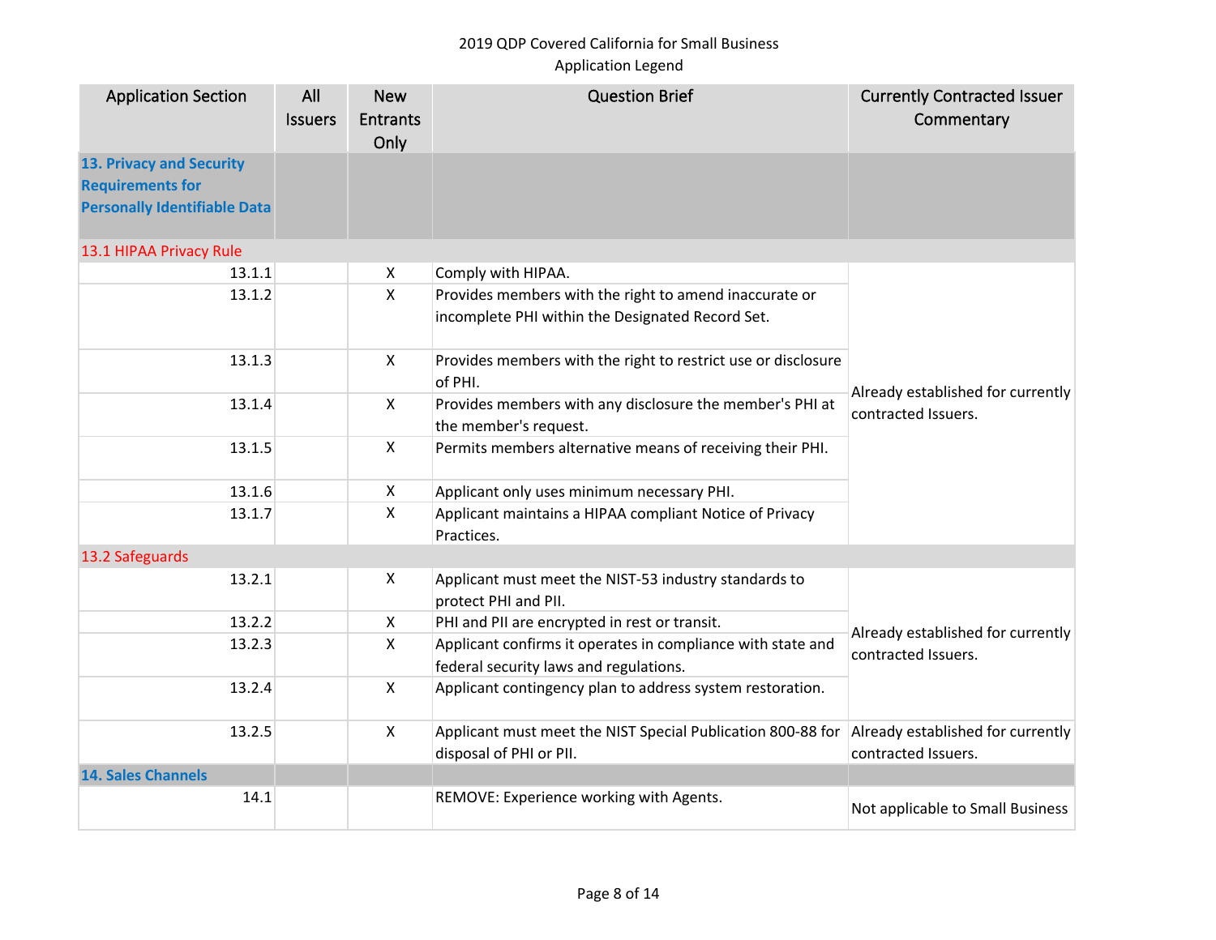2019 QDP Covered California for Small Business
Application Legend

| Application Section | All Issuers | New Entrants Only | Question Brief | Currently Contracted Issuer Commentary |
|---|---|---|---|---|
| **13. Privacy and Security Requirements for Personally Identifiable Data** | | | | |
| 13.1 HIPAA Privacy Rule | | | | |
| 13.1.1 | | X | Comply with HIPAA. | Already established for currently contracted Issuers. |
| 13.1.2 | | X | Provides members with the right to amend inaccurate or incomplete PHI within the Designated Record Set. | |
| 13.1.3 | | X | Provides members with the right to restrict use or disclosure of PHI. | |
| 13.1.4 | | X | Provides members with any disclosure the member's PHI at the member's request. | |
| 13.1.5 | | X | Permits members alternative means of receiving their PHI. | |
| 13.1.6 | | X | Applicant only uses minimum necessary PHI. | |
| 13.1.7 | | X | Applicant maintains a HIPAA compliant Notice of Privacy Practices. | |
| 13.2 Safeguards | | | | |
| 13.2.1 | | X | Applicant must meet the NIST-53 industry standards to protect PHI and PII. | Already established for currently contracted Issuers. |
| 13.2.2 | | X | PHI and PII are encrypted in rest or transit. | |
| 13.2.3 | | X | Applicant confirms it operates in compliance with state and federal security laws and regulations. | |
| 13.2.4 | | X | Applicant contingency plan to address system restoration. | |
| 13.2.5 | | X | Applicant must meet the NIST Special Publication 800-88 for disposal of PHI or PII. | Already established for currently contracted Issuers. |
| **14. Sales Channels** | | | | |
| 14.1 | | | REMOVE: Experience working with Agents. | Not applicable to Small Business |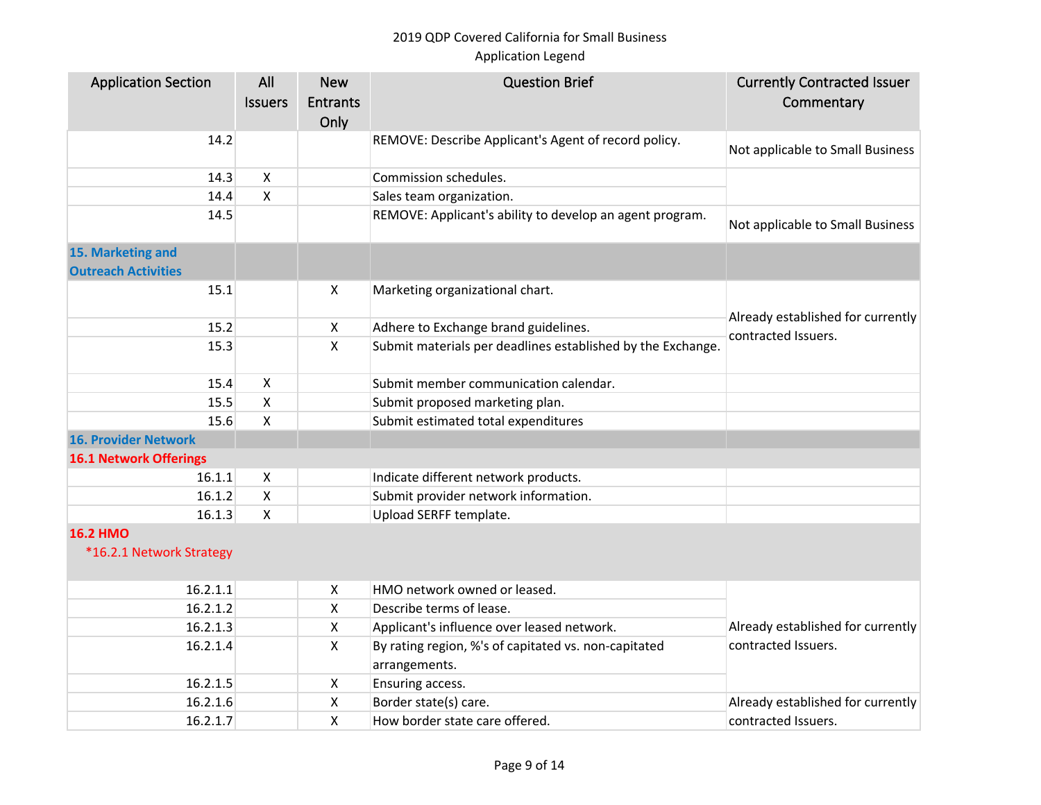2019 QDP Covered California for Small Business
Application Legend

| Application Section | All Issuers | New Entrants Only | Question Brief | Currently Contracted Issuer Commentary |
|---|---|---|---|---|
| 14.2 | | | REMOVE: Describe Applicant's Agent of record policy. | Not applicable to Small Business |
| 14.3 | X | | Commission schedules. | |
| 14.4 | X | | Sales team organization. | |
| 14.5 | | | REMOVE: Applicant's ability to develop an agent program. | Not applicable to Small Business |
| **15. Marketing and Outreach Activities** | | | | |
| 15.1 | | X | Marketing organizational chart. | Already established for currently contracted Issuers. |
| 15.2 | | X | Adhere to Exchange brand guidelines. | |
| 15.3 | | X | Submit materials per deadlines established by the Exchange. | |
| 15.4 | X | | Submit member communication calendar. | |
| 15.5 | X | | Submit proposed marketing plan. | |
| 15.6 | X | | Submit estimated total expenditures | |
| **16. Provider Network** | | | | |
| **16.1 Network Offerings** | | | | |
| 16.1.1 | X | | Indicate different network products. | |
| 16.1.2 | X | | Submit provider network information. | |
| 16.1.3 | X | | Upload SERFF template. | |
| **16.2 HMO** *16.2.1 Network Strategy | | | | |
| 16.2.1.1 | | X | HMO network owned or leased. | Already established for currently contracted Issuers. |
| 16.2.1.2 | | X | Describe terms of lease. | |
| 16.2.1.3 | | X | Applicant's influence over leased network. | |
| 16.2.1.4 | | X | By rating region, %'s of capitated vs. non-capitated arrangements. | |
| 16.2.1.5 | | X | Ensuring access. | |
| 16.2.1.6 | | X | Border state(s) care. | Already established for currently contracted Issuers. |
| 16.2.1.7 | | X | How border state care offered. | |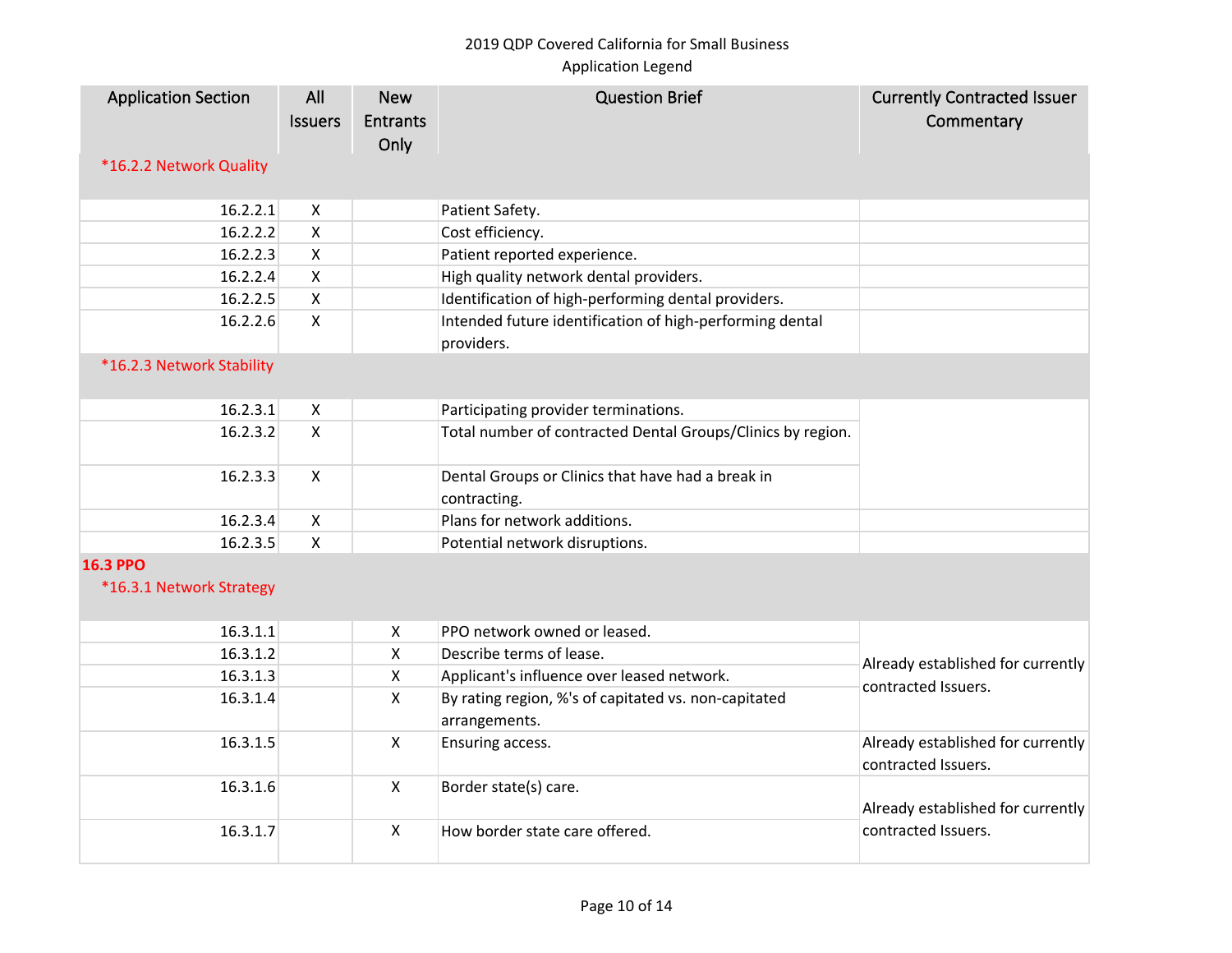2019 QDP Covered California for Small Business
Application Legend

| Application Section | All Issuers | New Entrants Only | Question Brief | Currently Contracted Issuer Commentary |
|---|---|---|---|---|
| *16.2.2 Network Quality | | | | |
| 16.2.2.1 | X | | Patient Safety. | |
| 16.2.2.2 | X | | Cost efficiency. | |
| 16.2.2.3 | X | | Patient reported experience. | |
| 16.2.2.4 | X | | High quality network dental providers. | |
| 16.2.2.5 | X | | Identification of high-performing dental providers. | |
| 16.2.2.6 | X | | Intended future identification of high-performing dental providers. | |
| *16.2.3 Network Stability | | | | |
| 16.2.3.1 | X | | Participating provider terminations. | |
| 16.2.3.2 | X | | Total number of contracted Dental Groups/Clinics by region. | |
| 16.2.3.3 | X | | Dental Groups or Clinics that have had a break in contracting. | |
| 16.2.3.4 | X | | Plans for network additions. | |
| 16.2.3.5 | X | | Potential network disruptions. | |
| **16.3 PPO** | | | | |
| *16.3.1 Network Strategy | | | | |
| 16.3.1.1 | | X | PPO network owned or leased. | Already established for currently contracted Issuers. |
| 16.3.1.2 | | X | Describe terms of lease. | |
| 16.3.1.3 | | X | Applicant's influence over leased network. | |
| 16.3.1.4 | | X | By rating region, %'s of capitated vs. non-capitated arrangements. | |
| 16.3.1.5 | | X | Ensuring access. | Already established for currently contracted Issuers. |
| 16.3.1.6 | | X | Border state(s) care. | Already established for currently contracted Issuers. |
| 16.3.1.7 | | X | How border state care offered. | |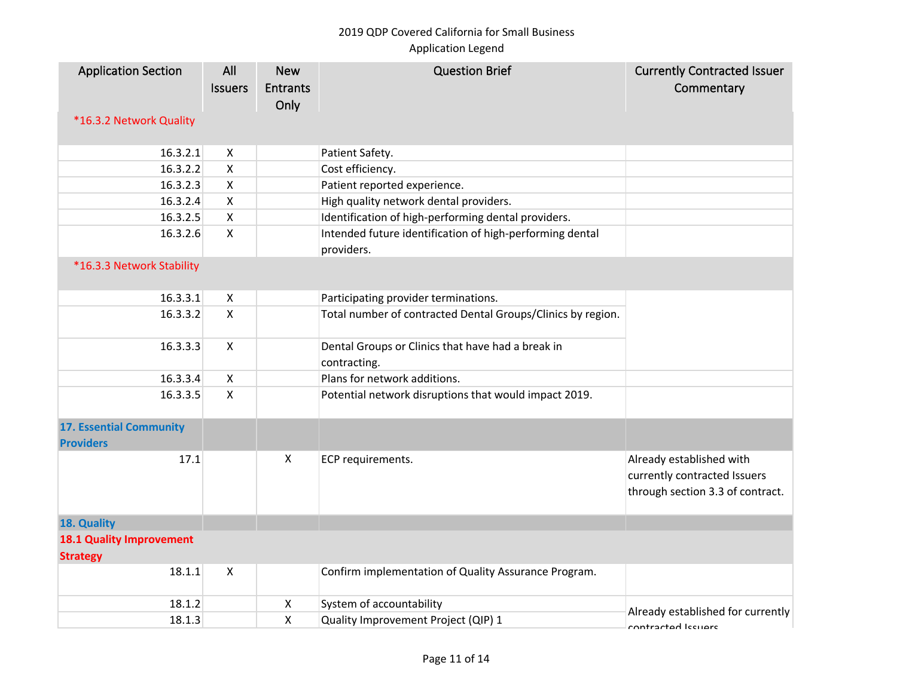2019 QDP Covered California for Small Business
Application Legend

| Application Section | All Issuers | New Entrants Only | Question Brief | Currently Contracted Issuer Commentary |
|---|---|---|---|---|
| *16.3.2 Network Quality | | | | |
| 16.3.2.1 | X | | Patient Safety. | |
| 16.3.2.2 | X | | Cost efficiency. | |
| 16.3.2.3 | X | | Patient reported experience. | |
| 16.3.2.4 | X | | High quality network dental providers. | |
| 16.3.2.5 | X | | Identification of high-performing dental providers. | |
| 16.3.2.6 | X | | Intended future identification of high-performing dental providers. | |
| *16.3.3 Network Stability | | | | |
| 16.3.3.1 | X | | Participating provider terminations. | |
| 16.3.3.2 | X | | Total number of contracted Dental Groups/Clinics by region. | |
| 16.3.3.3 | X | | Dental Groups or Clinics that have had a break in contracting. | |
| 16.3.3.4 | X | | Plans for network additions. | |
| 16.3.3.5 | X | | Potential network disruptions that would impact 2019. | |
| **17. Essential Community Providers** | | | | |
| 17.1 | | X | ECP requirements. | Already established with currently contracted Issuers through section 3.3 of contract. |
| **18. Quality** | | | | |
| **18.1 Quality Improvement Strategy** | | | | |
| 18.1.1 | X | | Confirm implementation of Quality Assurance Program. | |
| 18.1.2 | | X | System of accountability | Already established for currently contracted Issuers |
| 18.1.3 | | X | Quality Improvement Project (QIP) 1 | |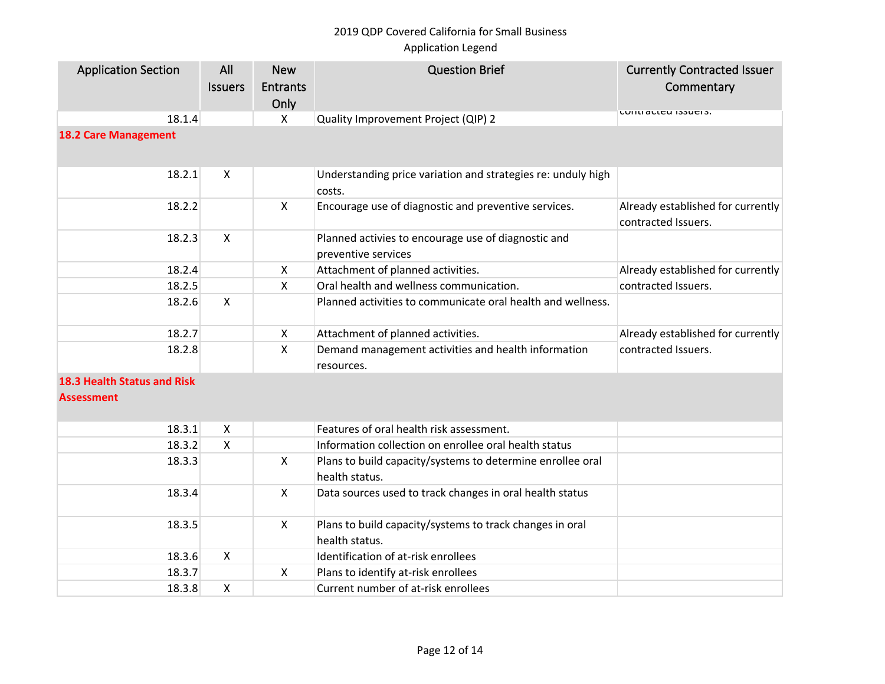2019 QDP Covered California for Small Business
Application Legend

| Application Section | All Issuers | New Entrants Only | Question Brief | Currently Contracted Issuer Commentary |
|---|---|---|---|---|
| 18.1.4 | | X | Quality Improvement Project (QIP) 2 | contracted Issuers. |
| **18.2 Care Management** | | | | |
| 18.2.1 | X | | Understanding price variation and strategies re: unduly high costs. | |
| 18.2.2 | | X | Encourage use of diagnostic and preventive services. | Already established for currently contracted Issuers. |
| 18.2.3 | X | | Planned activies to encourage use of diagnostic and preventive services | |
| 18.2.4 | | X | Attachment of planned activities. | Already established for currently contracted Issuers. |
| 18.2.5 | | X | Oral health and wellness communication. | |
| 18.2.6 | X | | Planned activities to communicate oral health and wellness. | |
| 18.2.7 | | X | Attachment of planned activities. | Already established for currently contracted Issuers. |
| 18.2.8 | | X | Demand management activities and health information resources. | |
| **18.3 Health Status and Risk Assessment** | | | | |
| 18.3.1 | X | | Features of oral health risk assessment. | |
| 18.3.2 | X | | Information collection on enrollee oral health status | |
| 18.3.3 | | X | Plans to build capacity/systems to determine enrollee oral health status. | |
| 18.3.4 | | X | Data sources used to track changes in oral health status | |
| 18.3.5 | | X | Plans to build capacity/systems to track changes in oral health status. | |
| 18.3.6 | X | | Identification of at-risk enrollees | |
| 18.3.7 | | X | Plans to identify at-risk enrollees | |
| 18.3.8 | X | | Current number of at-risk enrollees | |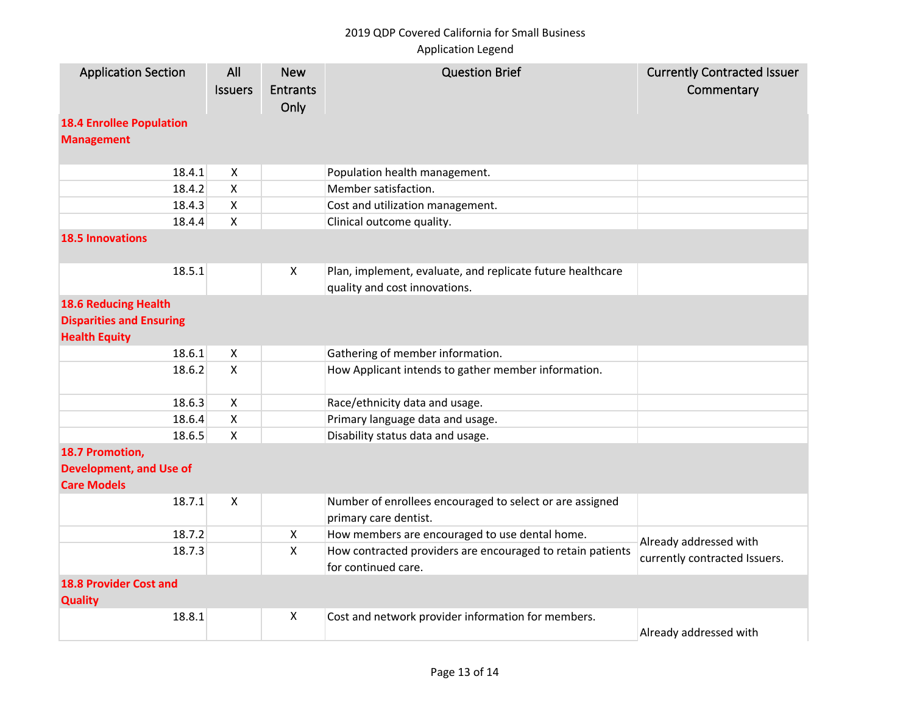2019 QDP Covered California for Small Business
Application Legend

| Application Section | All Issuers | New Entrants Only | Question Brief | Currently Contracted Issuer Commentary |
|---|---|---|---|---|
| **18.4 Enrollee Population Management** | | | | |
| 18.4.1 | X | | Population health management. | |
| 18.4.2 | X | | Member satisfaction. | |
| 18.4.3 | X | | Cost and utilization management. | |
| 18.4.4 | X | | Clinical outcome quality. | |
| **18.5 Innovations** | | | | |
| 18.5.1 | | X | Plan, implement, evaluate, and replicate future healthcare quality and cost innovations. | |
| **18.6 Reducing Health Disparities and Ensuring Health Equity** | | | | |
| 18.6.1 | X | | Gathering of member information. | |
| 18.6.2 | X | | How Applicant intends to gather member information. | |
| 18.6.3 | X | | Race/ethnicity data and usage. | |
| 18.6.4 | X | | Primary language data and usage. | |
| 18.6.5 | X | | Disability status data and usage. | |
| **18.7 Promotion, Development, and Use of Care Models** | | | | |
| 18.7.1 | X | | Number of enrollees encouraged to select or are assigned primary care dentist. | |
| 18.7.2 | | X | How members are encouraged to use dental home. | Already addressed with currently contracted Issuers. |
| 18.7.3 | | X | How contracted providers are encouraged to retain patients for continued care. | |
| **18.8 Provider Cost and Quality** | | | | |
| 18.8.1 | | X | Cost and network provider information for members. | Already addressed with |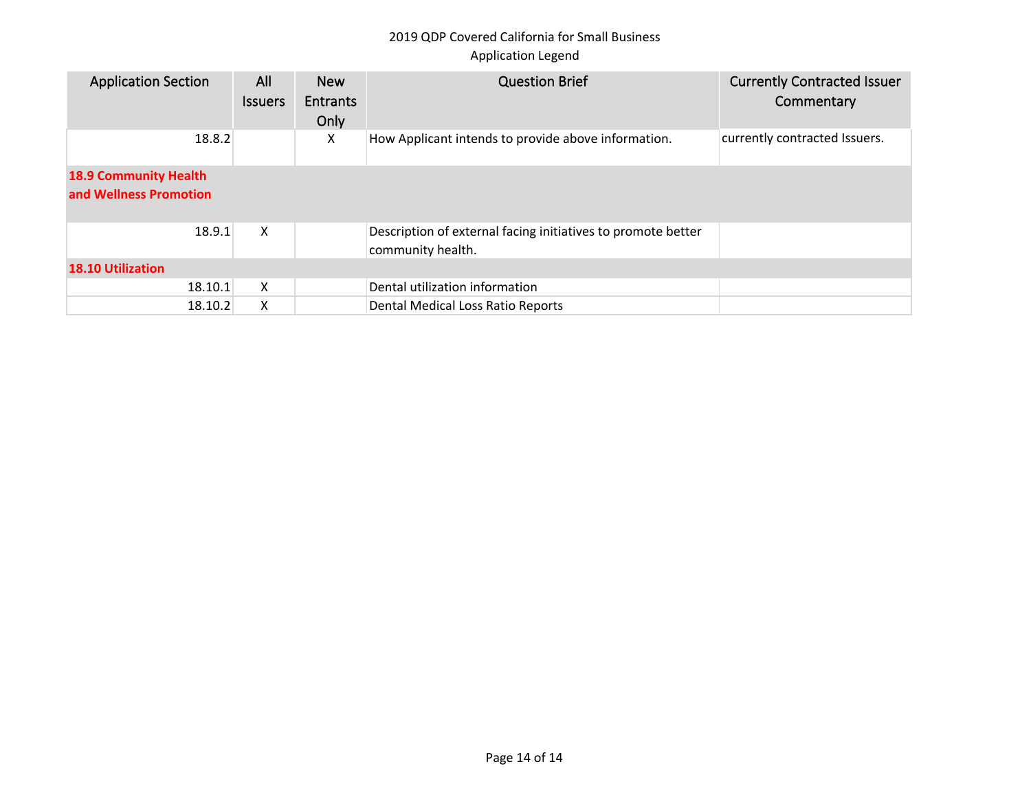| Application Section | All Issuers | New Entrants Only | Question Brief | Currently Contracted Issuer Commentary |
|---|---|---|---|---|
| 18.8.2 | | X | How Applicant intends to provide above information. | currently contracted Issuers. |
| **18.9 Community Health and Wellness Promotion** | | | | |
| 18.9.1 | X | | Description of external facing initiatives to promote better community health. | |
| **18.10 Utilization** | | | | |
| 18.10.1 | X | | Dental utilization information | |
| 18.10.2 | X | | Dental Medical Loss Ratio Reports | |